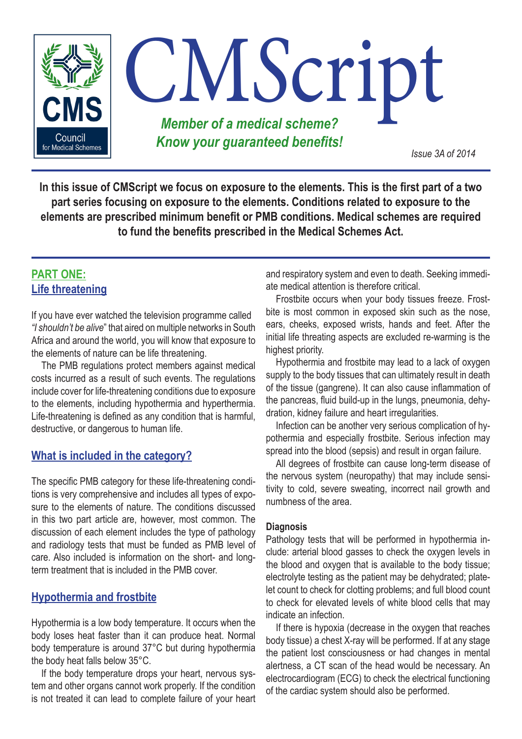# CMScript

CMS Council for Medical Schemes

***Member of a medical scheme? Know your guaranteed benefits!***

*Issue 3A of 2014*

**In this issue of CMScript we focus on exposure to the elements. This is the first part of a two part series focusing on exposure to the elements. Conditions related to exposure to the elements are prescribed minimum benefit or PMB conditions. Medical schemes are required to fund the benefits prescribed in the Medical Schemes Act.**

## PART ONE: Life threatening

If you have ever watched the television programme called *"I shouldn't be alive*" that aired on multiple networks in South Africa and around the world, you will know that exposure to the elements of nature can be life threatening.

The PMB regulations protect members against medical costs incurred as a result of such events. The regulations include cover for life-threatening conditions due to exposure to the elements, including hypothermia and hyperthermia. Life-threatening is defined as any condition that is harmful, destructive, or dangerous to human life.

## What is included in the category?

The specific PMB category for these life-threatening conditions is very comprehensive and includes all types of exposure to the elements of nature. The conditions discussed in this two part article are, however, most common. The discussion of each element includes the type of pathology and radiology tests that must be funded as PMB level of care. Also included is information on the short- and long-term treatment that is included in the PMB cover.

## Hypothermia and frostbite

Hypothermia is a low body temperature. It occurs when the body loses heat faster than it can produce heat. Normal body temperature is around 37°C but during hypothermia the body heat falls below 35°C.

If the body temperature drops your heart, nervous system and other organs cannot work properly. If the condition is not treated it can lead to complete failure of your heart and respiratory system and even to death. Seeking immediate medical attention is therefore critical.

Frostbite occurs when your body tissues freeze. Frostbite is most common in exposed skin such as the nose, ears, cheeks, exposed wrists, hands and feet. After the initial life threating aspects are excluded re-warming is the highest priority.

Hypothermia and frostbite may lead to a lack of oxygen supply to the body tissues that can ultimately result in death of the tissue (gangrene). It can also cause inflammation of the pancreas, fluid build-up in the lungs, pneumonia, dehydration, kidney failure and heart irregularities.

Infection can be another very serious complication of hypothermia and especially frostbite. Serious infection may spread into the blood (sepsis) and result in organ failure.

All degrees of frostbite can cause long-term disease of the nervous system (neuropathy) that may include sensitivity to cold, severe sweating, incorrect nail growth and numbness of the area.

### Diagnosis

Pathology tests that will be performed in hypothermia include: arterial blood gasses to check the oxygen levels in the blood and oxygen that is available to the body tissue; electrolyte testing as the patient may be dehydrated; platelet count to check for clotting problems; and full blood count to check for elevated levels of white blood cells that may indicate an infection.

If there is hypoxia (decrease in the oxygen that reaches body tissue) a chest X-ray will be performed. If at any stage the patient lost consciousness or had changes in mental alertness, a CT scan of the head would be necessary. An electrocardiogram (ECG) to check the electrical functioning of the cardiac system should also be performed.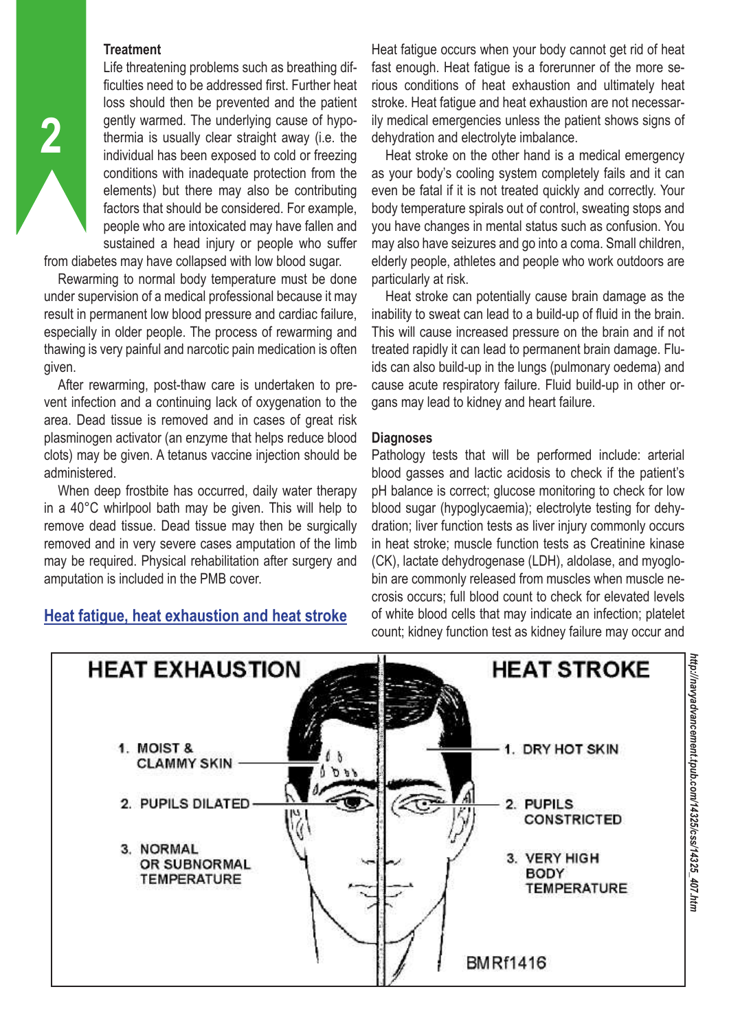### Treatment

Life threatening problems such as breathing difficulties need to be addressed first. Further heat loss should then be prevented and the patient gently warmed. The underlying cause of hypothermia is usually clear straight away (i.e. the individual has been exposed to cold or freezing conditions with inadequate protection from the elements) but there may also be contributing factors that should be considered. For example, people who are intoxicated may have fallen and sustained a head injury or people who suffer from diabetes may have collapsed with low blood sugar.

Rewarming to normal body temperature must be done under supervision of a medical professional because it may result in permanent low blood pressure and cardiac failure, especially in older people. The process of rewarming and thawing is very painful and narcotic pain medication is often given.

After rewarming, post-thaw care is undertaken to prevent infection and a continuing lack of oxygenation to the area. Dead tissue is removed and in cases of great risk plasminogen activator (an enzyme that helps reduce blood clots) may be given. A tetanus vaccine injection should be administered.

When deep frostbite has occurred, daily water therapy in a 40°C whirlpool bath may be given. This will help to remove dead tissue. Dead tissue may then be surgically removed and in very severe cases amputation of the limb may be required. Physical rehabilitation after surgery and amputation is included in the PMB cover.

## Heat fatigue, heat exhaustion and heat stroke

Heat fatigue occurs when your body cannot get rid of heat fast enough. Heat fatigue is a forerunner of the more serious conditions of heat exhaustion and ultimately heat stroke. Heat fatigue and heat exhaustion are not necessarily medical emergencies unless the patient shows signs of dehydration and electrolyte imbalance.

Heat stroke on the other hand is a medical emergency as your body's cooling system completely fails and it can even be fatal if it is not treated quickly and correctly. Your body temperature spirals out of control, sweating stops and you have changes in mental status such as confusion. You may also have seizures and go into a coma. Small children, elderly people, athletes and people who work outdoors are particularly at risk.

Heat stroke can potentially cause brain damage as the inability to sweat can lead to a build-up of fluid in the brain. This will cause increased pressure on the brain and if not treated rapidly it can lead to permanent brain damage. Fluids can also build-up in the lungs (pulmonary oedema) and cause acute respiratory failure. Fluid build-up in other organs may lead to kidney and heart failure.

### Diagnoses

Pathology tests that will be performed include: arterial blood gasses and lactic acidosis to check if the patient's pH balance is correct; glucose monitoring to check for low blood sugar (hypoglycaemia); electrolyte testing for dehydration; liver function tests as liver injury commonly occurs in heat stroke; muscle function tests as Creatinine kinase (CK), lactate dehydrogenase (LDH), aldolase, and myoglobin are commonly released from muscles when muscle necrosis occurs; full blood count to check for elevated levels of white blood cells that may indicate an infection; platelet count; kidney function test as kidney failure may occur and

| HEAT EXHAUSTION | HEAT STROKE |
|---|---|
| 1. MOIST & CLAMMY SKIN | 1. DRY HOT SKIN |
| 2. PUPILS DILATED | 2. PUPILS CONSTRICTED |
| 3. NORMAL OR SUBNORMAL TEMPERATURE | 3. VERY HIGH BODY TEMPERATURE |

BMRf1416

http://navyadvancement.tpub.com/14325/css/14325_407.htm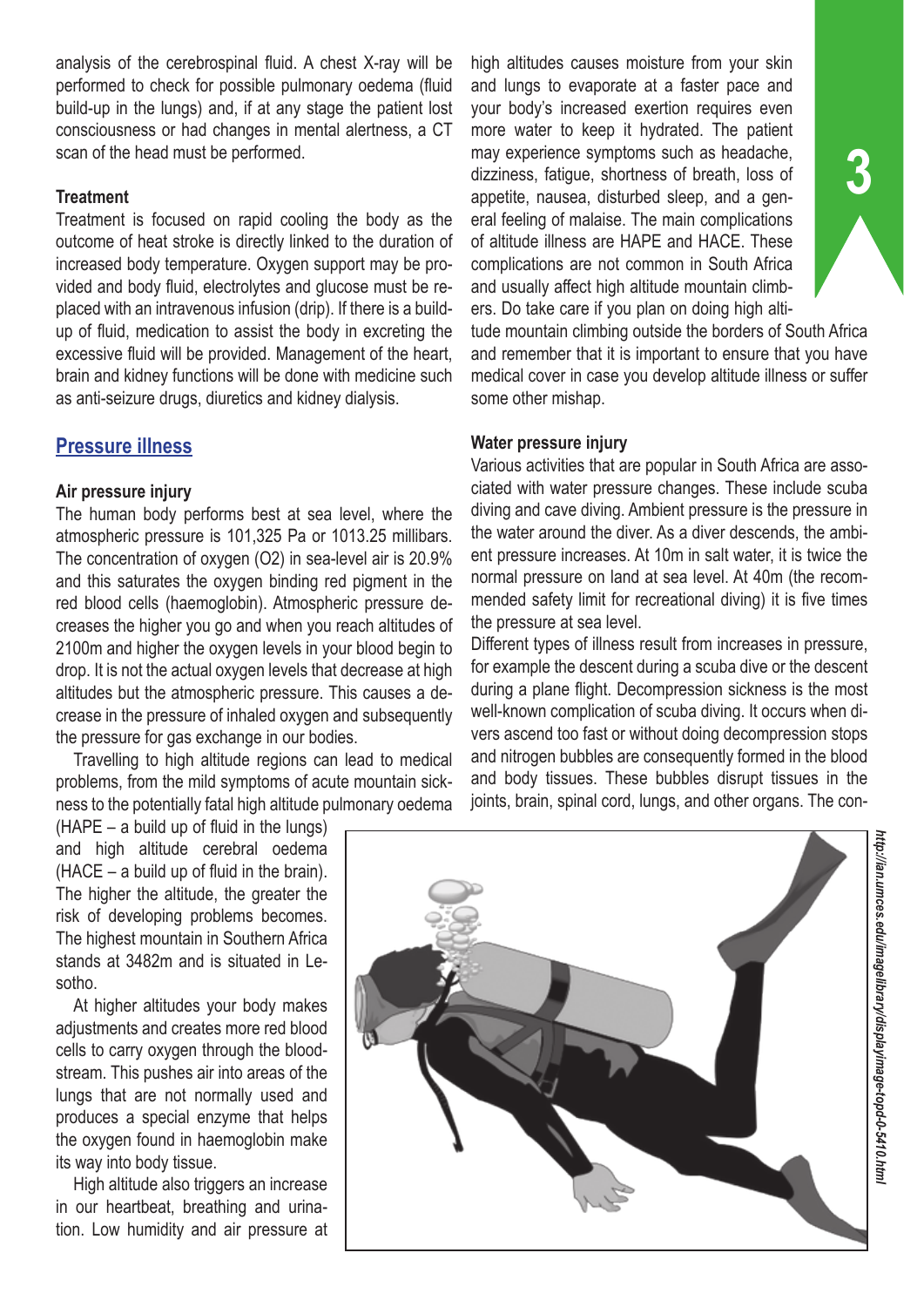analysis of the cerebrospinal fluid. A chest X-ray will be performed to check for possible pulmonary oedema (fluid build-up in the lungs) and, if at any stage the patient lost consciousness or had changes in mental alertness, a CT scan of the head must be performed.

### Treatment

Treatment is focused on rapid cooling the body as the outcome of heat stroke is directly linked to the duration of increased body temperature. Oxygen support may be provided and body fluid, electrolytes and glucose must be replaced with an intravenous infusion (drip). If there is a build-up of fluid, medication to assist the body in excreting the excessive fluid will be provided. Management of the heart, brain and kidney functions will be done with medicine such as anti-seizure drugs, diuretics and kidney dialysis.

## Pressure illness

### Air pressure injury

The human body performs best at sea level, where the atmospheric pressure is 101,325 Pa or 1013.25 millibars. The concentration of oxygen ($O_2$) in sea-level air is 20.9% and this saturates the oxygen binding red pigment in the red blood cells (haemoglobin). Atmospheric pressure decreases the higher you go and when you reach altitudes of 2100m and higher the oxygen levels in your blood begin to drop. It is not the actual oxygen levels that decrease at high altitudes but the atmospheric pressure. This causes a decrease in the pressure of inhaled oxygen and subsequently the pressure for gas exchange in our bodies.

Travelling to high altitude regions can lead to medical problems, from the mild symptoms of acute mountain sickness to the potentially fatal high altitude pulmonary oedema (HAPE – a build up of fluid in the lungs) and high altitude cerebral oedema (HACE – a build up of fluid in the brain). The higher the altitude, the greater the risk of developing problems becomes. The highest mountain in Southern Africa stands at 3482m and is situated in Lesotho.

At higher altitudes your body makes adjustments and creates more red blood cells to carry oxygen through the bloodstream. This pushes air into areas of the lungs that are not normally used and produces a special enzyme that helps the oxygen found in haemoglobin make its way into body tissue.

High altitude also triggers an increase in our heartbeat, breathing and urination. Low humidity and air pressure at high altitudes causes moisture from your skin and lungs to evaporate at a faster pace and your body's increased exertion requires even more water to keep it hydrated. The patient may experience symptoms such as headache, dizziness, fatigue, shortness of breath, loss of appetite, nausea, disturbed sleep, and a general feeling of malaise. The main complications of altitude illness are HAPE and HACE. These complications are not common in South Africa and usually affect high altitude mountain climbers. Do take care if you plan on doing high altitude mountain climbing outside the borders of South Africa and remember that it is important to ensure that you have medical cover in case you develop altitude illness or suffer some other mishap.

### Water pressure injury

Various activities that are popular in South Africa are associated with water pressure changes. These include scuba diving and cave diving. Ambient pressure is the pressure in the water around the diver. As a diver descends, the ambient pressure increases. At 10m in salt water, it is twice the normal pressure on land at sea level. At 40m (the recommended safety limit for recreational diving) it is five times the pressure at sea level.

Different types of illness result from increases in pressure, for example the descent during a scuba dive or the descent during a plane flight. Decompression sickness is the most well-known complication of scuba diving. It occurs when divers ascend too fast or without doing decompression stops and nitrogen bubbles are consequently formed in the blood and body tissues. These bubbles disrupt tissues in the joints, brain, spinal cord, lungs, and other organs. The con-

http://ian.umces.edu/imagelibrary/displayimage-topd-0-5410.html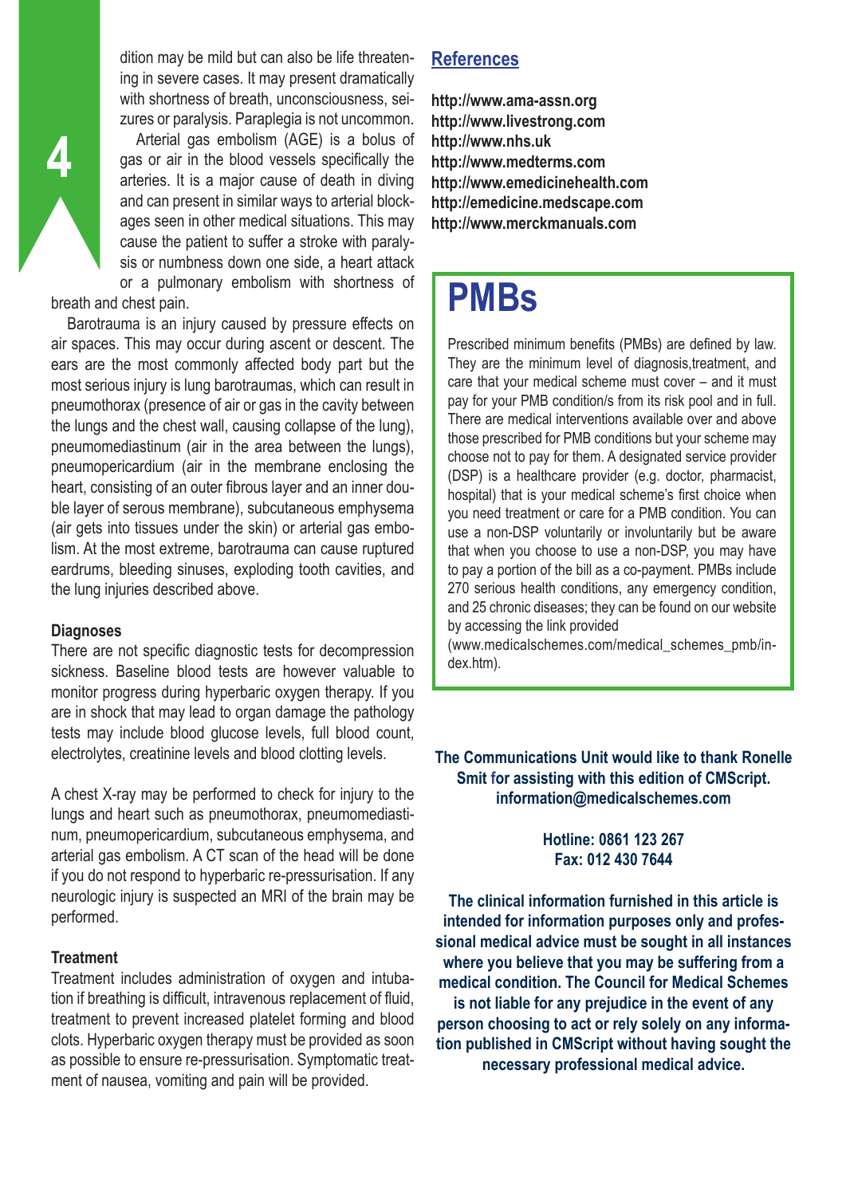dition may be mild but can also be life threatening in severe cases. It may present dramatically with shortness of breath, unconsciousness, seizures or paralysis. Paraplegia is not uncommon.

Arterial gas embolism (AGE) is a bolus of gas or air in the blood vessels specifically the arteries. It is a major cause of death in diving and can present in similar ways to arterial blockages seen in other medical situations. This may cause the patient to suffer a stroke with paralysis or numbness down one side, a heart attack or a pulmonary embolism with shortness of breath and chest pain.

Barotrauma is an injury caused by pressure effects on air spaces. This may occur during ascent or descent. The ears are the most commonly affected body part but the most serious injury is lung barotraumas, which can result in pneumothorax (presence of air or gas in the cavity between the lungs and the chest wall, causing collapse of the lung), pneumomediastinum (air in the area between the lungs), pneumopericardium (air in the membrane enclosing the heart, consisting of an outer fibrous layer and an inner double layer of serous membrane), subcutaneous emphysema (air gets into tissues under the skin) or arterial gas embolism. At the most extreme, barotrauma can cause ruptured eardrums, bleeding sinuses, exploding tooth cavities, and the lung injuries described above.

**Diagnoses**

There are not specific diagnostic tests for decompression sickness. Baseline blood tests are however valuable to monitor progress during hyperbaric oxygen therapy. If you are in shock that may lead to organ damage the pathology tests may include blood glucose levels, full blood count, electrolytes, creatinine levels and blood clotting levels.

A chest X-ray may be performed to check for injury to the lungs and heart such as pneumothorax, pneumomediastinum, pneumopericardium, subcutaneous emphysema, and arterial gas embolism. A CT scan of the head will be done if you do not respond to hyperbaric re-pressurisation. If any neurologic injury is suspected an MRI of the brain may be performed.

**Treatment**

Treatment includes administration of oxygen and intubation if breathing is difficult, intravenous replacement of fluid, treatment to prevent increased platelet forming and blood clots. Hyperbaric oxygen therapy must be provided as soon as possible to ensure re-pressurisation. Symptomatic treatment of nausea, vomiting and pain will be provided.

## References

**http://www.ama-assn.org**
**http://www.livestrong.com**
**http://www.nhs.uk**
**http://www.medterms.com**
**http://www.emedicinehealth.com**
**http://emedicine.medscape.com**
**http://www.merckmanuals.com**

# PMBs

Prescribed minimum benefits (PMBs) are defined by law. They are the minimum level of diagnosis,treatment, and care that your medical scheme must cover – and it must pay for your PMB condition/s from its risk pool and in full. There are medical interventions available over and above those prescribed for PMB conditions but your scheme may choose not to pay for them. A designated service provider (DSP) is a healthcare provider (e.g. doctor, pharmacist, hospital) that is your medical scheme's first choice when you need treatment or care for a PMB condition. You can use a non-DSP voluntarily or involuntarily but be aware that when you choose to use a non-DSP, you may have to pay a portion of the bill as a co-payment. PMBs include 270 serious health conditions, any emergency condition, and 25 chronic diseases; they can be found on our website by accessing the link provided (www.medicalschemes.com/medical_schemes_pmb/index.htm).

**The Communications Unit would like to thank Ronelle Smit for assisting with this edition of CMScript.**
**information@medicalschemes.com**

**Hotline: 0861 123 267**
**Fax: 012 430 7644**

**The clinical information furnished in this article is intended for information purposes only and professional medical advice must be sought in all instances where you believe that you may be suffering from a medical condition. The Council for Medical Schemes is not liable for any prejudice in the event of any person choosing to act or rely solely on any information published in CMScript without having sought the necessary professional medical advice.**